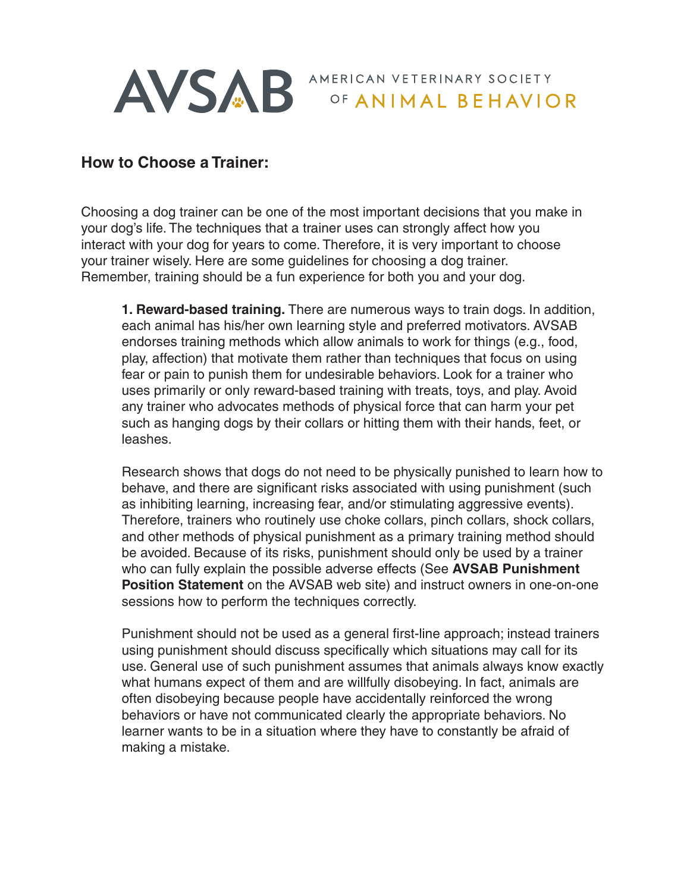# AVSAB AMERICAN VETERINARY SOCIETY OF ANIMAL BEHAVIOR

## How to Choose a Trainer:

Choosing a dog trainer can be one of the most important decisions that you make in your dog's life. The techniques that a trainer uses can strongly affect how you interact with your dog for years to come. Therefore, it is very important to choose your trainer wisely. Here are some guidelines for choosing a dog trainer. Remember, training should be a fun experience for both you and your dog.

**1. Reward-based training.** There are numerous ways to train dogs. In addition, each animal has his/her own learning style and preferred motivators. AVSAB endorses training methods which allow animals to work for things (e.g., food, play, affection) that motivate them rather than techniques that focus on using fear or pain to punish them for undesirable behaviors. Look for a trainer who uses primarily or only reward-based training with treats, toys, and play. Avoid any trainer who advocates methods of physical force that can harm your pet such as hanging dogs by their collars or hitting them with their hands, feet, or leashes.

Research shows that dogs do not need to be physically punished to learn how to behave, and there are significant risks associated with using punishment (such as inhibiting learning, increasing fear, and/or stimulating aggressive events). Therefore, trainers who routinely use choke collars, pinch collars, shock collars, and other methods of physical punishment as a primary training method should be avoided. Because of its risks, punishment should only be used by a trainer who can fully explain the possible adverse effects (See **AVSAB Punishment Position Statement** on the AVSAB web site) and instruct owners in one-on-one sessions how to perform the techniques correctly.

Punishment should not be used as a general first-line approach; instead trainers using punishment should discuss specifically which situations may call for its use. General use of such punishment assumes that animals always know exactly what humans expect of them and are willfully disobeying. In fact, animals are often disobeying because people have accidentally reinforced the wrong behaviors or have not communicated clearly the appropriate behaviors. No learner wants to be in a situation where they have to constantly be afraid of making a mistake.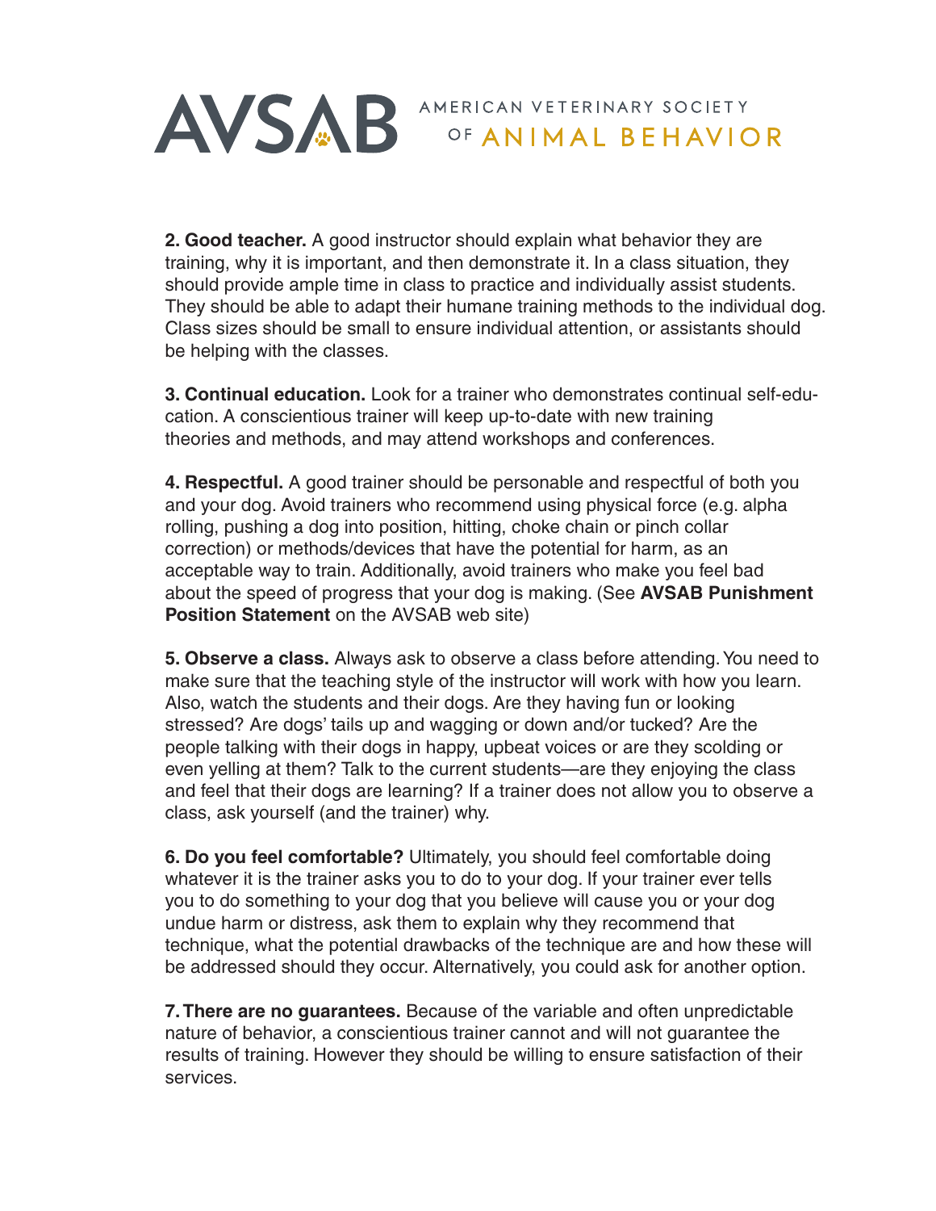**2. Good teacher.** A good instructor should explain what behavior they are training, why it is important, and then demonstrate it. In a class situation, they should provide ample time in class to practice and individually assist students. They should be able to adapt their humane training methods to the individual dog. Class sizes should be small to ensure individual attention, or assistants should be helping with the classes.

**3. Continual education.** Look for a trainer who demonstrates continual self-education. A conscientious trainer will keep up-to-date with new training theories and methods, and may attend workshops and conferences.

**4. Respectful.** A good trainer should be personable and respectful of both you and your dog. Avoid trainers who recommend using physical force (e.g. alpha rolling, pushing a dog into position, hitting, choke chain or pinch collar correction) or methods/devices that have the potential for harm, as an acceptable way to train. Additionally, avoid trainers who make you feel bad about the speed of progress that your dog is making. (See **AVSAB Punishment Position Statement** on the AVSAB web site)

**5. Observe a class.** Always ask to observe a class before attending. You need to make sure that the teaching style of the instructor will work with how you learn. Also, watch the students and their dogs. Are they having fun or looking stressed? Are dogs' tails up and wagging or down and/or tucked? Are the people talking with their dogs in happy, upbeat voices or are they scolding or even yelling at them? Talk to the current students—are they enjoying the class and feel that their dogs are learning? If a trainer does not allow you to observe a class, ask yourself (and the trainer) why.

**6. Do you feel comfortable?** Ultimately, you should feel comfortable doing whatever it is the trainer asks you to do to your dog. If your trainer ever tells you to do something to your dog that you believe will cause you or your dog undue harm or distress, ask them to explain why they recommend that technique, what the potential drawbacks of the technique are and how these will be addressed should they occur. Alternatively, you could ask for another option.

**7. There are no guarantees.** Because of the variable and often unpredictable nature of behavior, a conscientious trainer cannot and will not guarantee the results of training. However they should be willing to ensure satisfaction of their services.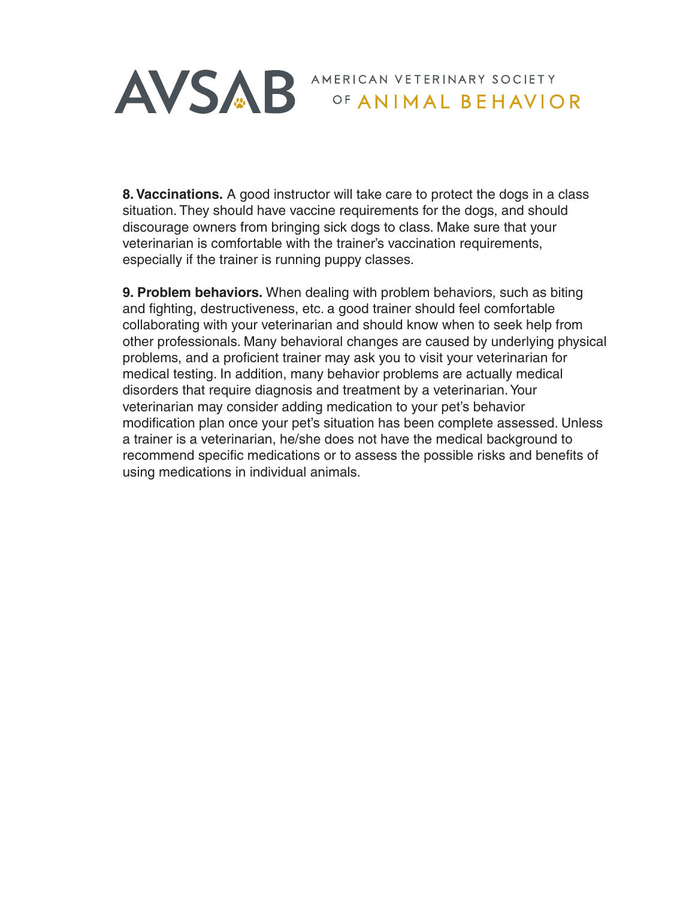**8. Vaccinations.** A good instructor will take care to protect the dogs in a class situation. They should have vaccine requirements for the dogs, and should discourage owners from bringing sick dogs to class. Make sure that your veterinarian is comfortable with the trainer's vaccination requirements, especially if the trainer is running puppy classes.

**9. Problem behaviors.** When dealing with problem behaviors, such as biting and fighting, destructiveness, etc. a good trainer should feel comfortable collaborating with your veterinarian and should know when to seek help from other professionals. Many behavioral changes are caused by underlying physical problems, and a proficient trainer may ask you to visit your veterinarian for medical testing. In addition, many behavior problems are actually medical disorders that require diagnosis and treatment by a veterinarian. Your veterinarian may consider adding medication to your pet's behavior modification plan once your pet's situation has been complete assessed. Unless a trainer is a veterinarian, he/she does not have the medical background to recommend specific medications or to assess the possible risks and benefits of using medications in individual animals.